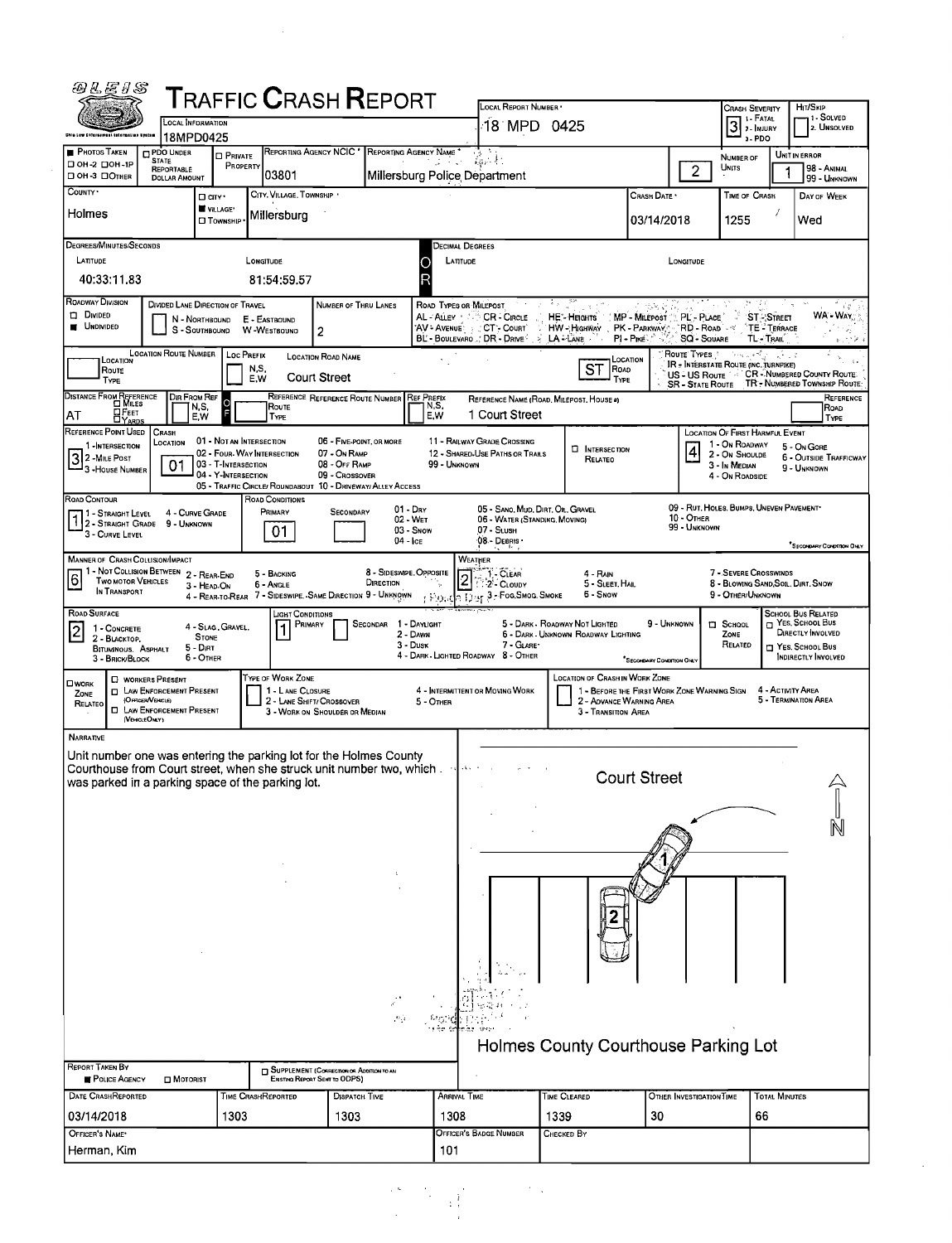# TRAFFIC CRASH REPORT

OLEIS

| Field | Value |
|---|---|
| Local Information | 18MPD0425 |
| Local Report Number | 18 MPD 0425 |
| Crash Severity | 3 (1 - Fatal, 2 - Injury, 3 - PDO) |
| Hit/Skip | 1 - Solved, 2. Unsolved |
| Photos Taken | OH-2, OH-1P, OH-3, Other |
| PDO Under State Reportable Dollar Amount | |
| Private Property | |
| Reporting Agency NCIC | 03801 |
| Reporting Agency Name | Millersburg Police Department |
| Number of Units | 2 |
| Unit in Error | 1 (98 - Animal, 99 - Unknown) |
| County | Holmes |
| City, Village, Township | Village - Millersburg |
| Crash Date | 03/14/2018 |
| Time of Crash | 1255 |
| Day of Week | Wed |

**Degrees/Minutes/Seconds**

| Latitude | Longitude |
|---|---|
| 40:33:11.83 | 81:54:59.57 |

**Decimal Degrees** — Latitude: , Longitude:

| Field | Value |
|---|---|
| Roadway Division | Undivided |
| Divided Lane Direction of Travel | N - Northbound, S - Southbound, E - Eastbound, W - Westbound |
| Number of Thru Lanes | 2 |
| Location Route Number | |
| Loc Prefix (N,S,E,W) | |
| Location Road Name | Court Street |
| Location Road Type | ST |
| Distance From Reference | AT |
| Dir From Ref | |
| Reference Route Type | |
| Reference Route Number | |
| Ref Prefix | |
| Reference Name (Road, Milepost, House #) | 1 Court Street |
| Reference Road Type | |

Road Types or Milepost: AL - Alley, AV - Avenue, BL - Boulevard, CR - Circle, CT - Court, DR - Drive, HE - Heights, HW - Highway, LA - Lane, MP - Milepost, PK - Parkway, PI - Pike, PL - Place, RD - Road, SQ - Square, ST - Street, TE - Terrace, TL - Trail, WA - Way

Route Types: IR - Interstate Route (inc. Turnpike), US - US Route, SR - State Route, CR - Numbered County Route, TR - Numbered Township Route

| Field | Value |
|---|---|
| Reference Point Used | 3 (1 - Intersection, 2 - Mile Post, 3 - House Number) |
| Crash Location | 01 |
| Intersection Related | |
| Location of First Harmful Event | 4 |

Crash Location: 01 - Not an Intersection, 02 - Four-Way Intersection, 03 - T-Intersection, 04 - Y-Intersection, 05 - Traffic Circle/Roundabout, 06 - Five-Point, or More, 07 - On Ramp, 08 - Off Ramp, 09 - Crossover, 10 - Driveway/Alley Access, 11 - Railway Grade Crossing, 12 - Shared-Use Paths or Trails, 99 - Unknown

Location of First Harmful Event: 1 - On Roadway, 2 - On Shoulder, 3 - In Median, 4 - On Roadside, 5 - On Gore, 6 - Outside Trafficway, 9 - Unknown

| Field | Value |
|---|---|
| Road Contour | 1 |
| Road Conditions Primary | 01 |
| Road Conditions Secondary | |

Road Contour: 1 - Straight Level, 2 - Straight Grade, 3 - Curve Level, 4 - Curve Grade, 9 - Unknown

Road Conditions: 01 - Dry, 02 - Wet, 03 - Snow, 04 - Ice, 05 - Sand, Mud, Dirt, Oil, Gravel, 06 - Water (Standing, Moving), 07 - Slush, 08 - Debris, 09 - Rut, Holes, Bumps, Uneven Pavement, 10 - Other, 99 - Unknown

| Field | Value |
|---|---|
| Manner of Crash Collision/Impact | 6 |
| Weather | 2 |

Manner of Crash: 1 - Not Collision Between Two Motor Vehicles In Transport, 2 - Rear-End, 3 - Head-On, 4 - Rear-to-Rear, 5 - Backing, 6 - Angle, 7 - Sideswipe, Same Direction, 8 - Sideswipe, Opposite Direction, 9 - Unknown

Weather: 1 - Clear, 2 - Cloudy, 3 - Fog, Smog, Smoke, 4 - Rain, 5 - Sleet, Hail, 6 - Snow, 7 - Severe Crosswinds, 8 - Blowing Sand, Soil, Dirt, Snow, 9 - Other/Unknown

| Field | Value |
|---|---|
| Road Surface | 2 |
| Light Conditions Primary | 1 |
| Light Conditions Secondary | |
| School Zone Related | |
| School Bus Related | |

Road Surface: 1 - Concrete, 2 - Blacktop, Bituminous, Asphalt, 3 - Brick/Block, 4 - Slag, Gravel, Stone, 5 - Dirt, 6 - Other

Light Conditions: 1 - Daylight, 2 - Dawn, 3 - Dusk, 4 - Dark - Lighted Roadway, 5 - Dark - Roadway Not Lighted, 6 - Dark - Unknown Roadway Lighting, 7 - Glare, 8 - Other, 9 - Unknown

Work Zone Related: Workers Present, Law Enforcement Present (Officer/Vehicle), Law Enforcement Present (Vehicle Only)

Type of Work Zone: 1 - Lane Closure, 2 - Lane Shift/Crossover, 3 - Work on Shoulder or Median, 4 - Intermittent or Moving Work, 5 - Other

Location of Crash in Work Zone: 1 - Before the First Work Zone Warning Sign, 2 - Advance Warning Area, 3 - Transition Area, 4 - Activity Area, 5 - Termination Area

## Narrative

Unit number one was entering the parking lot for the Holmes County Courthouse from Court street, when she struck unit number two, which was parked in a parking space of the parking lot.

Diagram labels: Court Street; N; 1; 2; Holmes County Courthouse Parking Lot

| Field | Value |
|---|---|
| Report Taken By | Police Agency |
| Supplement | |
| Date Crash Reported | 03/14/2018 |
| Time Crash Reported | 1303 |
| Dispatch Time | 1303 |
| Arrival Time | 1308 |
| Time Cleared | 1339 |
| Other Investigation Time | 30 |
| Total Minutes | 66 |
| Officer's Name | Herman, Kim |
| Officer's Badge Number | 101 |
| Checked By | |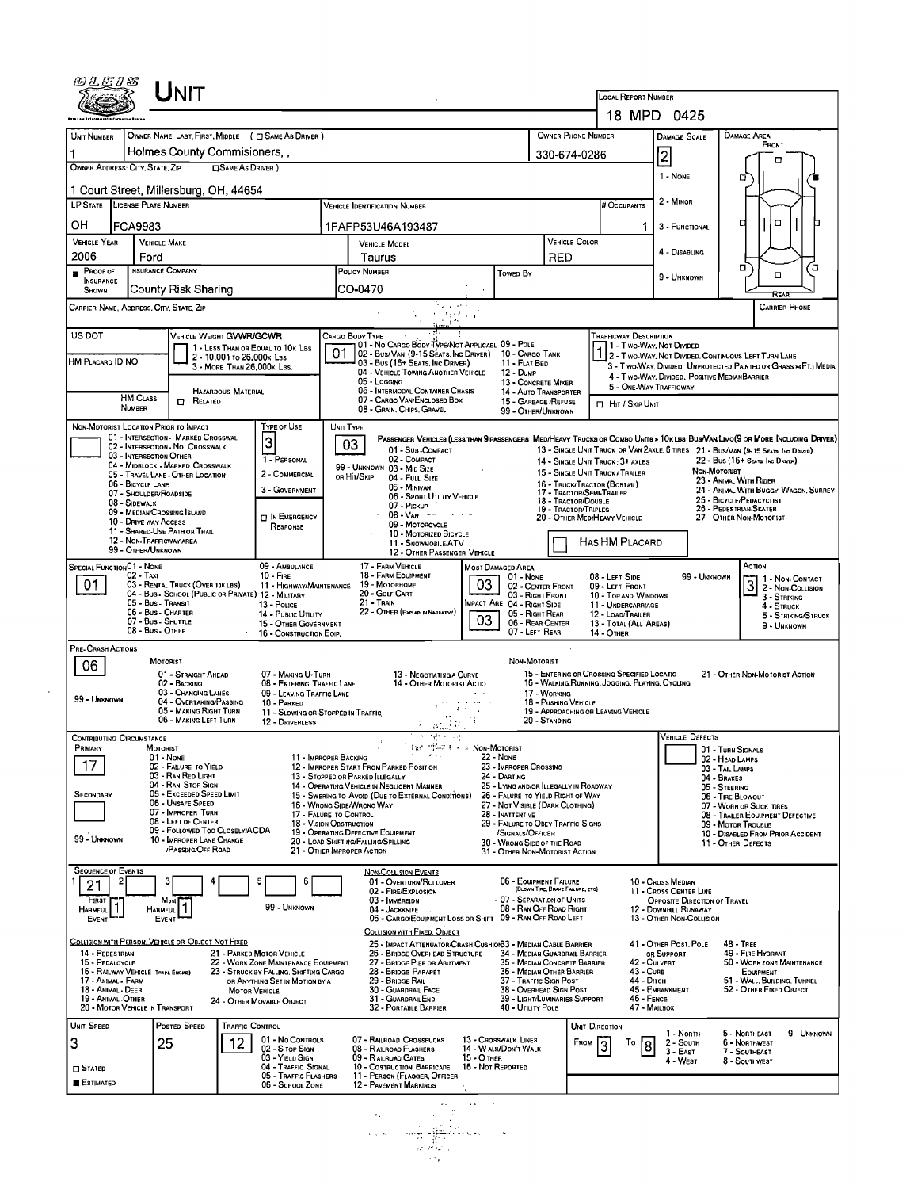# Unit

**Local Report Number:** 18 MPD 0425

| Unit Number | Owner Name: Last, First, Middle ( ☐ Same As Driver ) | Owner Phone Number | Damage Scale | Damage Area |
|---|---|---|---|---|
| 1 | Holmes County Commisioners, , | 330-674-0286 | 2 | Front |

**Owner Address: City, State, Zip** ☐ Same As Driver )

1 Court Street, Millersburg, OH, 44654

Damage Scale: 1 - None; 2 - Minor; 3 - Functional; 4 - Disabling; 9 - Unknown

| LP State | License Plate Number | Vehicle Identification Number | # Occupants |
|---|---|---|---|
| OH | FCA9983 | 1FAFP53U46A193487 | 1 |

| Vehicle Year | Vehicle Make | Vehicle Model | Vehicle Color |
|---|---|---|---|
| 2006 | Ford | Taurus | RED |

| Proof of Insurance Shown | Insurance Company | Policy Number | Towed By |
|---|---|---|---|
| ■ | County Risk Sharing | CO-0470 | |

Carrier Name, Address, City, State, Zip — Carrier Phone

US DOT — HM Placard ID No. — HM Class Number

**Vehicle Weight GVWR/GCWR:** 1 - Less Than or Equal to 10k Lbs; 2 - 10,001 to 26,000k Lbs; 3 - More Than 26,000k Lbs.

☐ Hazardous Material Related

**Cargo Body Type:** 01
01 - No Cargo Body Type/Not Applicabl; 02 - Bus/Van (9-15 Seats, Inc Driver); 03 - Bus (16+ Seats, Inc Driver); 04 - Vehicle Towing Another Vehicle; 05 - Logging; 06 - Intermodal Container Chasis; 07 - Cargo Van/Enclosed Box; 08 - Grain, Chips, Gravel; 09 - Pole; 10 - Cargo Tank; 11 - Flat Bed; 12 - Dump; 13 - Concrete Mixer; 14 - Auto Transporter; 15 - Garbage /Refuse; 99 - Other/Unknown

**Trafficway Description:** 1
1 - Two-Way, Not Divided; 2 - Two-Way, Not Divided, Continuous Left Turn Lane; 3 - Two-Way, Divided, Unprotected(Painted or Grass >4Ft.) Media; 4 - Two-Way, Divided, Positive MedianBarrier; 5 - One-Way Trafficway

☐ Hit / Skip Unit

**Non-Motorist Location Prior to Impact:** 01 - Intersection - Marked Crosswal; 02 - Intersection - No Crosswalk; 03 - Intersection Other; 04 - Midblock - Marked Crosswalk; 05 - Travel Lane - Other Location; 06 - Bicycle Lane; 07 - Shoulder/Roadside; 08 - Sidewalk; 09 - Median/Crossing Island; 10 - Drive way Access; 11 - Shared-Use Path or Trail; 12 - Non-Trafficway Area; 99 - Other/Unknown

**Type of Use:** 3
1 - Personal; 2 - Commercial; 3 - Government; ☐ In Emergency Response

**Unit Type:** 03
Passenger Vehicles (Less than 9 passengers): 01 - Sub-Compact; 02 - Compact; 99 - Unknown 03 - Mid Size or Hit/Skip; 04 - Full Size; 05 - Minivan; 06 - Sport Utility Vehicle; 07 - Pickup; 08 - Van; 09 - Motorcycle; 10 - Motorized Bicycle; 11 - Snowmobile/ATV; 12 - Other Passenger Vehicle
Med/Heavy Trucks or Combo Units > 10k lbs Bus/Van/Limo(9 or More Including Driver): 13 - Single Unit Truck or Van 2axle, 6 Tires; 14 - Single Unit Truck: 3+ Axles; 15 - Single Unit Truck / Trailer; 16 - Truck/Tractor (Bobtail); 17 - Tractor/Semi-Trailer; 18 - Tractor/Double; 19 - Tractor/Triples; 20 - Other Med/Heavy Vehicle; 21 - Bus/Van (9-15 Seats, Inc Driver); 22 - Bus (16+ Seats, Inc Driver)
Non-Motorist: 23 - Animal With Rider; 24 - Animal With Buggy, Wagon, Surrey; 25 - Bicycle/Pedacyclist; 26 - Pedestrian/Skater; 27 - Other Non-Motorist
☐ Has HM Placard

**Special Function:** 01
01 - None; 02 - Taxi; 03 - Rental Truck (Over 10k lbs); 04 - Bus - School (Public or Private); 05 - Bus - Transit; 06 - Bus - Charter; 07 - Bus - Shuttle; 08 - Bus - Other; 09 - Ambulance; 10 - Fire; 11 - Highway/Maintenance; 12 - Military; 13 - Police; 14 - Public Utility; 15 - Other Government; 16 - Construction Eqip.; 17 - Farm Vehicle; 18 - Farm Equipment; 19 - Motorhome; 20 - Golf Cart; 21 - Train; 22 - Other (Explain in Narrative)

**Most Damaged Area:** 03; **Impact Are:** 03
01 - None; 02 - Center Front; 03 - Right Front; 04 - Right Side; 05 - Right Rear; 06 - Rear Center; 07 - Left Rear; 08 - Left Side; 09 - Left Front; 10 - Top and Windows; 11 - Undercarriage; 12 - Load/Trailer; 13 - Total (All Areas); 14 - Other; 99 - Unknown

**Action:** 3
1 - Non-Contact; 2 - Non-Collision; 3 - Striking; 4 - Struck; 5 - Striking/Struck; 9 - Unknown

**Pre-Crash Actions:** 06
Motorist: 01 - Straight Ahead; 02 - Backing; 03 - Changing Lanes; 04 - Overtaking/Passing; 05 - Making Right Turn; 06 - Making Left Turn; 07 - Making U-Turn; 08 - Entering Traffic Lane; 09 - Leaving Traffic Lane; 10 - Parked; 11 - Slowing or Stopped in Traffic; 12 - Driverless; 13 - Negotiating a Curve; 14 - Other Motorist Actio; 99 - Unknown
Non-Motorist: 15 - Entering or Crossing Specified Locatio; 16 - Walking, Running, Jogging, Playing, Cycling; 17 - Working; 18 - Pushing Vehicle; 19 - Approaching or Leaving Vehicle; 20 - Standing; 21 - Other Non-Motorist Action

**Contributing Circumstance:** Primary: 17; Secondary: —
Motorist: 01 - None; 02 - Failure to Yield; 03 - Ran Red Light; 04 - Ran Stop Sign; 05 - Exceeded Speed Limit; 06 - Unsafe Speed; 07 - Improper Turn; 08 - Left of Center; 09 - Followed Too Closely/ACDA; 10 - Improper Lane Change /Passing/Off Road; 11 - Improper Backing; 12 - Improper Start From Parked Position; 13 - Stopped or Parked Illegally; 14 - Operating Vehicle in Negligent Manner; 15 - Swering to Avoid (Due to External Conditions); 16 - Wrong Side/Wrong Way; 17 - Failure to Control; 18 - Vision Obstruction; 19 - Operating Defective Equipment; 20 - Load Shifting/Falling/Spilling; 21 - Other Improper Action; 99 - Unknown
Non-Motorist: 22 - None; 23 - Improper Crossing; 24 - Darting; 25 - Lying and/or Illegally in Roadway; 26 - Failure to Yield Right of Way; 27 - Not Visible (Dark Clothing); 28 - Inattentive; 29 - Failure to Obey Traffic Signs /Signals/Officer; 30 - Wrong Side of the Road; 31 - Other Non-Motorist Action

**Vehicle Defects:** 01 - Turn Signals; 02 - Head Lamps; 03 - Tail Lamps; 04 - Brakes; 05 - Steering; 06 - Tire Blowout; 07 - Worn or Slick Tires; 08 - Trailer Equipment Defective; 09 - Motor Trouble; 10 - Disabled From Prior Accident; 11 - Other Defects

**Sequence of Events:** 1: 21; 2: —; 3; 4; 5; 6
First Harmful Event: 1; Most Harmful Event: 1; 99 - Unknown

Non-Collision Events: 01 - Overturn/Rollover; 02 - Fire/Explosion; 03 - Immersion; 04 - Jackknife; 05 - Cargo/Equipment Loss or Shift; 06 - Equipment Failure (Blown Tire, Brake Failure, etc); 07 - Separation of Units; 08 - Ran Off Road Right; 09 - Ran Off Road Left; 10 - Cross Median; 11 - Cross Center Line Opposite Direction of Travel; 12 - Downhill Runaway; 13 - Other Non-Collision

Collision with Person, Vehicle or Object Not Fixed: 14 - Pedestrian; 15 - Pedalcycle; 16 - Railway Vehicle (Train, Engine); 17 - Animal - Farm; 18 - Animal - Deer; 19 - Animal - Other; 20 - Motor Vehicle in Transport; 21 - Parked Motor Vehicle; 22 - Work Zone Maintenance Equipment; 23 - Struck by Falling, Shifting Cargo or Anything Set in Motion by a Motor Vehicle; 24 - Other Movable Object

Collision with Fixed, Object: 25 - Impact Attenuator/Crash Cushion; 26 - Bridge Overhead Structure; 27 - Bridge Pier or Abutment; 28 - Bridge Parapet; 29 - Bridge Rail; 30 - Guardrail Face; 31 - Guardrail End; 32 - Portable Barrier; 33 - Median Cable Barrier; 34 - Median Guardrail Barrier; 35 - Median Concrete Barrier; 36 - Median Other Barrier; 37 - Traffic Sign Post; 38 - Overhead Sign Post; 39 - Light/Luminaries Support; 40 - Utility Pole; 41 - Other Post, Pole or Support; 42 - Culvert; 43 - Curb; 44 - Ditch; 45 - Embankment; 46 - Fence; 47 - Mailbox; 48 - Tree; 49 - Fire Hydrant; 50 - Work Zone Maintenance Equipment; 51 - Wall, Building, Tunnel; 52 - Other Fixed Object

| Unit Speed | Posted Speed | Traffic Control | Unit Direction |
|---|---|---|---|
| 3 | 25 | 12 | From 3 To 8 |

☐ Stated ■ Estimated

Traffic Control: 01 - No Controls; 02 - Stop Sign; 03 - Yield Sign; 04 - Traffic Signal; 05 - Traffic Flashers; 06 - School Zone; 07 - Railroad Crossbucks; 08 - Railroad Flashers; 09 - Railroad Gates; 10 - Costruction Barricade; 11 - Person (Flagger, Officer); 12 - Pavement Markings; 13 - Crosswalk Lines; 14 - Walk/Don't Walk; 15 - Other; 16 - Not Reported

Unit Direction: 1 - North; 2 - South; 3 - East; 4 - West; 5 - Northeast; 6 - Northwest; 7 - Southeast; 8 - Southwest; 9 - Unknown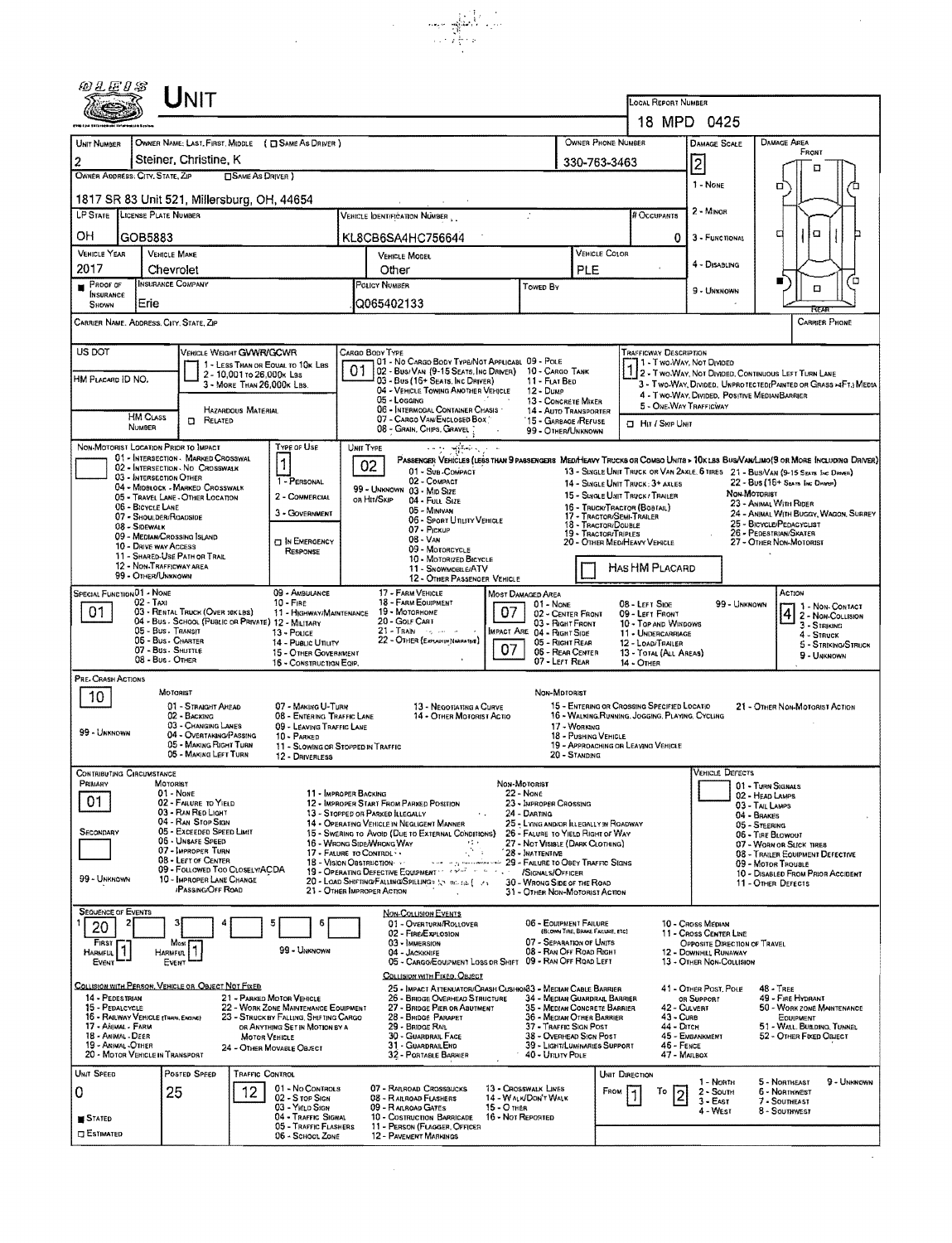# UNIT

**Local Report Number:** 18 MPD 0425

| Unit Number | Owner Name: Last, First, Middle ( ☐ Same As Driver ) | Owner Phone Number | Damage Scale | Damage Area |
|---|---|---|---|---|
| 2 | Steiner, Christine, K | 330-763-3463 | 2 | Front |

**Owner Address: City, State, Zip** ☐ Same As Driver
1817 SR 83 Unit 521, Millersburg, OH, 44654

Damage Scale: 1 - None; 2 - Minor; 3 - Functional; 4 - Disabling; 9 - Unknown

| LP State | License Plate Number | Vehicle Identification Number | # Occupants |
|---|---|---|---|
| OH | GOB5883 | KL8CB6SA4HC756644 | 0 |

| Vehicle Year | Vehicle Make | Vehicle Model | Vehicle Color |
|---|---|---|---|
| 2017 | Chevrolet | Other | PLE |

| Proof of Insurance Shown | Insurance Company | Policy Number | Towed By |
|---|---|---|---|
| ■ | Erie | Q065402133 | |

Carrier Name, Address, City, State, Zip — Carrier Phone

US DOT

HM Placard ID No.

HM Class Number

Vehicle Weight GVWR/GCWR: 1 - Less Than or Equal to 10k Lbs; 2 - 10,001 to 26,000k Lbs; 3 - More Than 26,000k Lbs.

Hazardous Material ☐ Related

Cargo Body Type: **01** — 01 - No Cargo Body Type/Not Applicable; 02 - Bus/Van (9-15 Seats, Inc Driver); 03 - Bus (16+ Seats, Inc Driver); 04 - Vehicle Towing Another Vehicle; 05 - Logging; 06 - Intermodal Container Chassis; 07 - Cargo Van/Enclosed Box; 08 - Grain, Chips, Gravel; 09 - Pole; 10 - Cargo Tank; 11 - Flat Bed; 12 - Dump; 13 - Concrete Mixer; 14 - Auto Transporter; 15 - Garbage/Refuse; 99 - Other/Unknown

Trafficway Description: **1** — 1 - Two-Way, Not Divided; 2 - Two-Way, Not Divided, Continuous Left Turn Lane; 3 - Two-Way, Divided, Unprotected (Painted or Grass >4Ft.) Media; 4 - Two-Way, Divided, Positive Median Barrier; 5 - One-Way Trafficway

☐ Hit / Skip Unit

Non-Motorist Location Prior to Impact: 01 - Intersection - Marked Crosswalk; 02 - Intersection - No Crosswalk; 03 - Intersection Other; 04 - Midblock - Marked Crosswalk; 05 - Travel Lane - Other Location; 06 - Bicycle Lane; 07 - Shoulder/Roadside; 08 - Sidewalk; 09 - Median/Crossing Island; 10 - Drive Way Access; 11 - Shared-Use Path or Trail; 12 - Non-Trafficway Area; 99 - Other/Unknown

Type of Use: **1** — 1 - Personal; 2 - Commercial; 3 - Government; ☐ In Emergency Response

Unit Type: **02** — Passenger Vehicles (less than 9 passengers): 01 - Sub-Compact; 02 - Compact; 99 - Unknown 03 - Mid Size or Hit/Skip; 04 - Full Size; 05 - Minivan; 06 - Sport Utility Vehicle; 07 - Pickup; 08 - Van; 09 - Motorcycle; 10 - Motorized Bicycle; 11 - Snowmobile/ATV; 12 - Other Passenger Vehicle. Med/Heavy Trucks or Combo Units > 10k lbs Bus/Van/Limo (9 or More Including Driver): 13 - Single Unit Truck or Van 2axle, 6 tires; 14 - Single Unit Truck: 3+ axles; 15 - Single Unit Truck / Trailer; 16 - Truck/Tractor (Bobtail); 17 - Tractor/Semi-Trailer; 18 - Tractor/Double; 19 - Tractor/Triples; 20 - Other Med/Heavy Vehicle; 21 - Bus/Van (9-15 Seats Inc Driver); 22 - Bus (16+ Seats Inc Driver). Non-Motorist: 23 - Animal With Rider; 24 - Animal With Buggy, Wagon, Surrey; 25 - Bicycle/Pedacyclist; 26 - Pedestrian/Skater; 27 - Other Non-Motorist. ☐ Has HM Placard

Special Function: **01** — 01 - None; 02 - Taxi; 03 - Rental Truck (Over 10k lbs); 04 - Bus - School (Public or Private); 05 - Bus - Transit; 06 - Bus - Charter; 07 - Bus - Shuttle; 08 - Bus - Other; 09 - Ambulance; 10 - Fire; 11 - Highway/Maintenance; 12 - Military; 13 - Police; 14 - Public Utility; 15 - Other Government; 16 - Construction Eqip.; 17 - Farm Vehicle; 18 - Farm Equipment; 19 - Motorhome; 20 - Golf Cart; 21 - Train; 22 - Other (Explain in Narrative)

Most Damaged Area: **07**; Impact Are: **07** — 01 - None; 02 - Center Front; 03 - Right Front; 04 - Right Side; 05 - Right Rear; 06 - Rear Center; 07 - Left Rear; 08 - Left Side; 09 - Left Front; 10 - Top and Windows; 11 - Undercarriage; 12 - Load/Trailer; 13 - Total (All Areas); 14 - Other; 99 - Unknown

Action: **4** — 1 - Non-Contact; 2 - Non-Collision; 3 - Striking; 4 - Struck; 5 - Striking/Struck; 9 - Unknown

Pre-Crash Actions: **10** — Motorist: 01 - Straight Ahead; 02 - Backing; 03 - Changing Lanes; 04 - Overtaking/Passing; 05 - Making Right Turn; 06 - Making Left Turn; 07 - Making U-Turn; 08 - Entering Traffic Lane; 09 - Leaving Traffic Lane; 10 - Parked; 11 - Slowing or Stopped in Traffic; 12 - Driverless; 13 - Negotiating a Curve; 14 - Other Motorist Actio; 99 - Unknown. Non-Motorist: 15 - Entering or Crossing Specified Locatio; 16 - Walking, Running, Jogging, Playing, Cycling; 17 - Working; 18 - Pushing Vehicle; 19 - Approaching or Leaving Vehicle; 20 - Standing; 21 - Other Non-Motorist Action

Contributing Circumstance: Primary **01**; Secondary (blank) — Motorist: 01 - None; 02 - Failure to Yield; 03 - Ran Red Light; 04 - Ran Stop Sign; 05 - Exceeded Speed Limit; 06 - Unsafe Speed; 07 - Improper Turn; 08 - Left of Center; 09 - Followed Too Closely/ACDA; 10 - Improper Lane Change/Passing/Off Road; 11 - Improper Backing; 12 - Improper Start From Parked Position; 13 - Stopped or Parked Illegally; 14 - Operating Vehicle in Negligent Manner; 15 - Swering to Avoid (Due to External Conditions); 16 - Wrong Side/Wrong Way; 17 - Failure to Control; 18 - Vision Obstruction; 19 - Operating Defective Equipment; 20 - Load Shifting/Falling/Spilling; 21 - Other Improper Action; 99 - Unknown. Non-Motorist: 22 - None; 23 - Improper Crossing; 24 - Darting; 25 - Lying and/or Illegally in Roadway; 26 - Failure to Yield Right of Way; 27 - Not Visible (Dark Clothing); 28 - Inattentive; 29 - Failure to Obey Traffic Signs/Signals/Officer; 30 - Wrong Side of the Road; 31 - Other Non-Motorist Action

Vehicle Defects: 01 - Turn Signals; 02 - Head Lamps; 03 - Tail Lamps; 04 - Brakes; 05 - Steering; 06 - Tire Blowout; 07 - Worn or Slick Tires; 08 - Trailer Equipment Defective; 09 - Motor Trouble; 10 - Disabled From Prior Accident; 11 - Other Defects

Sequence of Events: 1: **20**; 2; 3; 4; 5; 6. First Harmful Event: **1**; Most Harmful Event: **1**; 99 - Unknown

Non-Collision Events: 01 - Overturn/Rollover; 02 - Fire/Explosion; 03 - Immersion; 04 - Jackknife; 05 - Cargo/Equipment Loss or Shift; 06 - Equipment Failure (Blown Tire, Brake Failure, etc); 07 - Separation of Units; 08 - Ran Off Road Right; 09 - Ran Off Road Left; 10 - Cross Median; 11 - Cross Center Line Opposite Direction of Travel; 12 - Downhill Runaway; 13 - Other Non-Collision

Collision with Person, Vehicle or Object Not Fixed: 14 - Pedestrian; 15 - Pedalcycle; 16 - Railway Vehicle (Train, Engine); 17 - Animal - Farm; 18 - Animal - Deer; 19 - Animal - Other; 20 - Motor Vehicle in Transport; 21 - Parked Motor Vehicle; 22 - Work Zone Maintenance Equipment; 23 - Struck by Falling, Shifting Cargo or Anything Set in Motion by a Motor Vehicle; 24 - Other Movable Object

Collision with Fixed, Object: 25 - Impact Attenuator/Crash Cushion; 26 - Bridge Overhead Structure; 27 - Bridge Pier or Abutment; 28 - Bridge Parapet; 29 - Bridge Rail; 30 - Guardrail Face; 31 - Guardrail End; 32 - Portable Barrier; 33 - Median Cable Barrier; 34 - Median Guardrail Barrier; 35 - Median Concrete Barrier; 36 - Median Other Barrier; 37 - Traffic Sign Post; 38 - Overhead Sign Post; 39 - Light/Luminaries Support; 40 - Utility Pole; 41 - Other Post, Pole or Support; 42 - Culvert; 43 - Curb; 44 - Ditch; 45 - Embankment; 46 - Fence; 47 - Mailbox; 48 - Tree; 49 - Fire Hydrant; 50 - Work Zone Maintenance Equipment; 51 - Wall, Building, Tunnel; 52 - Other Fixed Object

| Unit Speed | Posted Speed | Traffic Control | Unit Direction |
|---|---|---|---|
| 0 | 25 | 12 | From 1 To 2 |

■ Stated ☐ Estimated

Traffic Control: 01 - No Controls; 02 - Stop Sign; 03 - Yield Sign; 04 - Traffic Signal; 05 - Traffic Flashers; 06 - School Zone; 07 - Railroad Crossbucks; 08 - Railroad Flashers; 09 - Railroad Gates; 10 - Costruction Barricade; 11 - Person (Flagger, Officer); 12 - Pavement Markings; 13 - Crosswalk Lines; 14 - Walk/Don't Walk; 15 - Other; 16 - Not Reported

Unit Direction: 1 - North; 2 - South; 3 - East; 4 - West; 5 - Northeast; 6 - Northwest; 7 - Southeast; 8 - Southwest; 9 - Unknown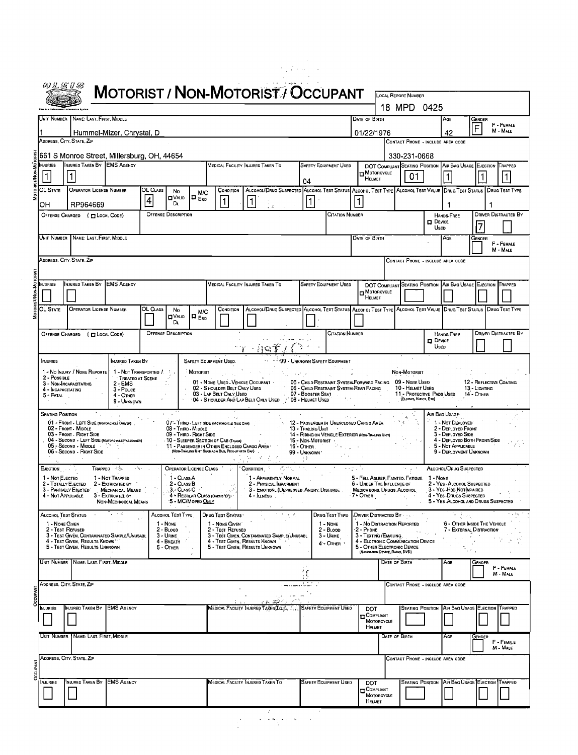# MOTORIST / NON-MOTORIST / OCCUPANT

OLEIS

LOCAL REPORT NUMBER: 18 MPD 0425

## Motorist/Non-Motorist

| UNIT NUMBER | NAME: LAST, FIRST, MIDDLE | DATE OF BIRTH | AGE | GENDER |
|---|---|---|---|---|
| 1 | Hummel-Mizer, Chrystal, D | 01/22/1976 | 42 | F |

| ADDRESS, CITY, STATE, ZIP | CONTACT PHONE - INCLUDE AREA CODE |
|---|---|
| 661 S Monroe Street, Millersburg, OH, 44654 | 330-231-0668 |

| INJURIES | INJURED TAKEN BY | EMS AGENCY | MEDICAL FACILITY INJURED TAKEN TO | SAFETY EQUIPMENT USED | DOT COMPLIANT MOTORCYCLE HELMET | SEATING POSITION | AIR BAG USAGE | EJECTION | TRAPPED |
|---|---|---|---|---|---|---|---|---|---|
| 1 | 1 | | | 04 | | 01 | 1 | 1 | 1 |

| OL STATE | OPERATOR LICENSE NUMBER | OL CLASS | NO VALID DL | M/C END | CONDITION | ALCOHOL/DRUG SUSPECTED | ALCOHOL TEST STATUS | ALCOHOL TEST TYPE | ALCOHOL TEST VALUE | DRUG TEST STATUS | DRUG TEST TYPE |
|---|---|---|---|---|---|---|---|---|---|---|---|
| OH | RP964669 | 4 | | | 1 | 1 | 1 | 1 | | 1 | 1 |

| OFFENSE CHARGED ( LOCAL CODE) | OFFENSE DESCRIPTION | CITATION NUMBER | HANDS-FREE DEVICE USED | DRIVER DISTRACTED BY |
|---|---|---|---|---|
| | | | | 7 |

## Motorist/Non-Motorist

| UNIT NUMBER | NAME: LAST, FIRST, MIDDLE | DATE OF BIRTH | AGE | GENDER |
|---|---|---|---|---|
| | | | | |

ADDRESS, CITY, STATE, ZIP | CONTACT PHONE - INCLUDE AREA CODE

INJURIES | INJURED TAKEN BY | EMS AGENCY | MEDICAL FACILITY INJURED TAKEN TO | SAFETY EQUIPMENT USED | DOT COMPLIANT MOTORCYCLE HELMET | SEATING POSITION | AIR BAG USAGE | EJECTION | TRAPPED

OL STATE | OPERATOR LICENSE NUMBER | OL CLASS | NO VALID DL | M/C END | CONDITION | ALCOHOL/DRUG SUSPECTED | ALCOHOL TEST STATUS | ALCOHOL TEST TYPE | ALCOHOL TEST VALUE | DRUG TEST STATUS | DRUG TEST TYPE

OFFENSE CHARGED ( LOCAL CODE) | OFFENSE DESCRIPTION | CITATION NUMBER | HANDS-FREE DEVICE USED | DRIVER DISTRACTED BY

## Codes

**INJURIES:** 1 - No Injury / None Reported; 2 - Possible; 3 - Non-Incapacitating; 4 - Incapacitating; 5 - Fatal

**INJURED TAKEN BY:** 1 - Not Transported / Treated at Scene; 2 - EMS; 3 - Police; 4 - Other; 9 - Unknown

**SAFETY EQUIPMENT USED:** 99 - Unknown Safety Equipment

- Motorist: 01 - None Used - Vehicle Occupant; 02 - Shoulder Belt Only Used; 03 - Lap Belt Only Used; 04 - Shoulder And Lap Belt Only Used; 05 - Child Restraint System-Forward Facing; 06 - Child Restraint System-Rear Facing; 07 - Booster Seat; 08 - Helmet Used
- Non-Motorist: 09 - None Used; 10 - Helmet Used; 11 - Protective Pads Used (Elbows, Knees, Etc); 12 - Reflective Coating; 13 - Lighting; 14 - Other

**SEATING POSITION:** 01 - Front - Left Side (Motorcycle Driver); 02 - Front - Middle; 03 - Front - Right Side; 04 - Second - Left Side (Motorcycle Passenger); 05 - Second - Middle; 06 - Second - Right Side; 07 - Third - Left Side (Motorcycle Side Car); 08 - Third - Middle; 09 - Third - Right Side; 10 - Sleeper Section of Cab (Truck); 11 - Passenger in Other Enclosed Cargo Area (Non-Trailing Unit Such as a Bus, Pick-up with Cap); 12 - Passenger in Unenclosed Cargo Area; 13 - Trailing Unit; 14 - Riding on Vehicle Exterior (Non-Trailing Unit); 15 - Non-Motorist; 16 - Other; 99 - Unknown

**AIR BAG USAGE:** 1 - Not Deployed; 2 - Deployed Front; 3 - Deployed Side; 4 - Deployed Both Front/Side; 5 - Not Applicable; 9 - Deployment Unknown

**EJECTION:** 1 - Not Ejected; 2 - Totally Ejected; 3 - Partially Ejected; 4 - Not Applicable

**TRAPPED:** 1 - Not Trapped; 2 - Extricated by Mechanical Means; 3 - Extricated by Non-Mechanical Means

**OPERATOR LICENSE CLASS:** 1 - Class A; 2 - Class B; 3 - Class C; 4 - Regular Class (Ohio's "D"); 5 - M/C Moped Only

**CONDITION:** 1 - Apparently Normal; 2 - Physical Impairment; 3 - Emotional (Depressed, Angry, Disturbed); 4 - Illness; 5 - Fell Asleep, Fainted, Fatigue; 6 - Under The Influence of Medications, Drugs, Alcohol; 7 - Other

**ALCOHOL/DRUG SUSPECTED:** 1 - None; 2 - Yes - Alcohol Suspected; 3 - Yes - HBD Not Impaired; 4 - Yes - Drugs Suspected; 5 - Yes - Alcohol and Drugs Suspected

**ALCOHOL TEST STATUS:** 1 - None Given; 2 - Test Refused; 3 - Test Given, Contaminated Sample/Unusable; 4 - Test Given, Results Known; 5 - Test Given, Results Unknown

**ALCOHOL TEST TYPE:** 1 - None; 2 - Blood; 3 - Urine; 4 - Breath; 5 - Other

**DRUG TEST STATUS:** 1 - None Given; 2 - Test Refused; 3 - Test Given, Contaminated Sample/Unusable; 4 - Test Given, Results Known; 5 - Test Given, Results Unknown

**DRUG TEST TYPE:** 1 - None; 2 - Blood; 3 - Urine; 4 - Other

**DRIVER DISTRACTED BY:** 1 - No Distraction Reported; 2 - Phone; 3 - Texting/Emailing; 4 - Electronic Communication Device; 5 - Other Electronic Device (Navigation Device, Radio, DVD); 6 - Other Inside The Vehicle; 7 - External Distraction

## Occupant

UNIT NUMBER | NAME: LAST, FIRST, MIDDLE | DATE OF BIRTH | AGE | GENDER

ADDRESS, CITY, STATE, ZIP | CONTACT PHONE - INCLUDE AREA CODE

INJURIES | INJURED TAKEN BY | EMS AGENCY | MEDICAL FACILITY INJURED TAKEN TO | SAFETY EQUIPMENT USED | DOT COMPLIANT MOTORCYCLE HELMET | SEATING POSITION | AIR BAG USAGE | EJECTION | TRAPPED

## Occupant

UNIT NUMBER | NAME: LAST, FIRST, MIDDLE | DATE OF BIRTH | AGE | GENDER

ADDRESS, CITY, STATE, ZIP | CONTACT PHONE - INCLUDE AREA CODE

INJURIES | INJURED TAKEN BY | EMS AGENCY | MEDICAL FACILITY INJURED TAKEN TO | SAFETY EQUIPMENT USED | DOT COMPLIANT MOTORCYCLE HELMET | SEATING POSITION | AIR BAG USAGE | EJECTION | TRAPPED